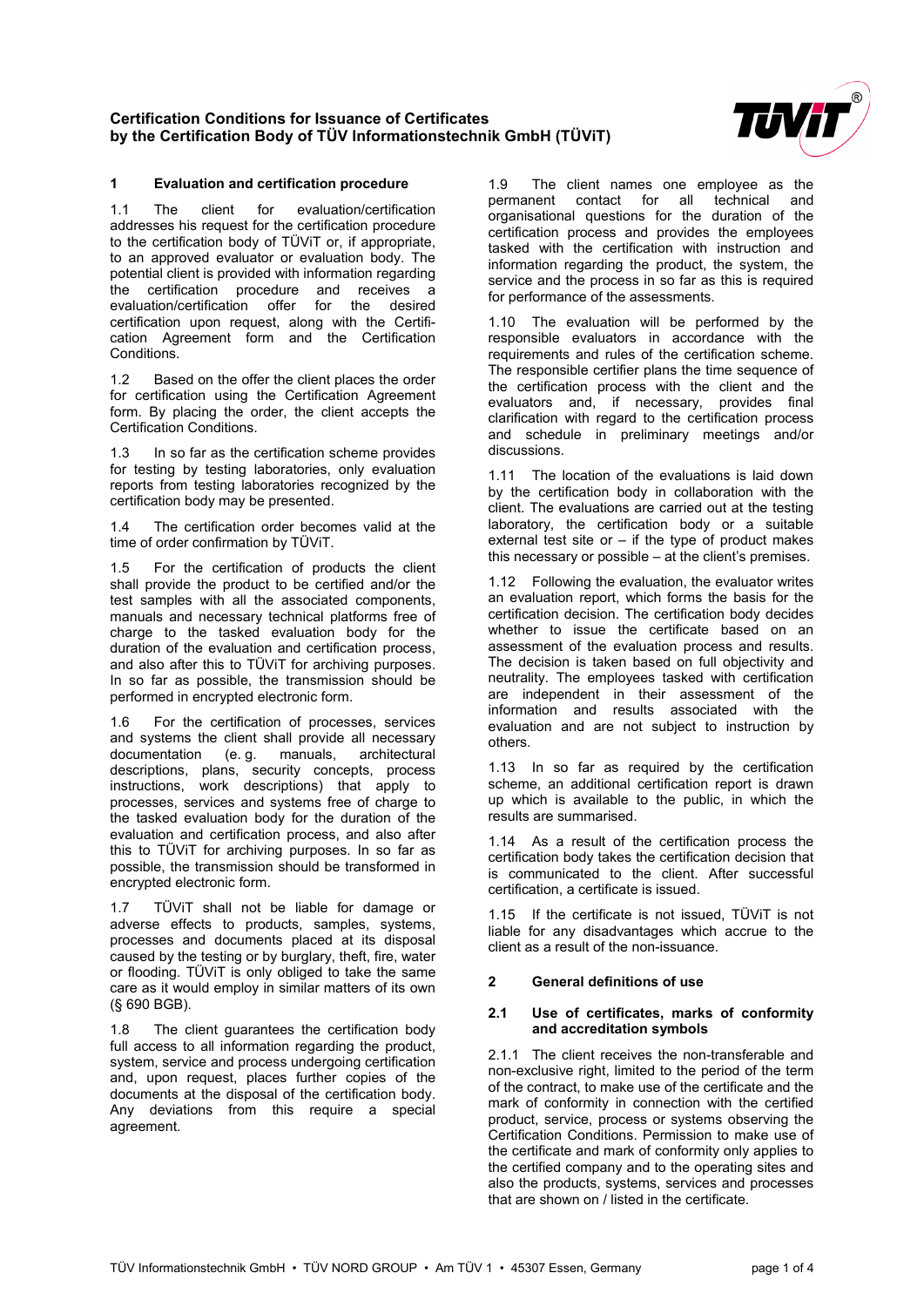# Certification Conditions for Issuance of Certificates by the Certification Body of TÜV Informationstechnik GmbH (TÜViT)

## 1 Evaluation and certification procedure

1.1 The client for evaluation/certification addresses his request for the certification procedure to the certification body of TÜViT or, if appropriate, to an approved evaluator or evaluation body. The potential client is provided with information regarding the certification procedure and receives a evaluation/certification offer for the desired certification upon request, along with the Certification Agreement form and the Certification Conditions.

1.2 Based on the offer the client places the order for certification using the Certification Agreement form. By placing the order, the client accepts the Certification Conditions.

1.3 In so far as the certification scheme provides for testing by testing laboratories, only evaluation reports from testing laboratories recognized by the certification body may be presented.

1.4 The certification order becomes valid at the time of order confirmation by TÜViT.

1.5 For the certification of products the client shall provide the product to be certified and/or the test samples with all the associated components, manuals and necessary technical platforms free of charge to the tasked evaluation body for the duration of the evaluation and certification process, and also after this to TÜViT for archiving purposes. In so far as possible, the transmission should be performed in encrypted electronic form.

1.6 For the certification of processes, services and systems the client shall provide all necessary documentation (e. g. manuals, architectural descriptions, plans, security concepts, process instructions, work descriptions) that apply to processes, services and systems free of charge to the tasked evaluation body for the duration of the evaluation and certification process, and also after this to TÜViT for archiving purposes. In so far as possible, the transmission should be transformed in encrypted electronic form.

1.7 TÜViT shall not be liable for damage or adverse effects to products, samples, systems, processes and documents placed at its disposal caused by the testing or by burglary, theft, fire, water or flooding. TÜViT is only obliged to take the same care as it would employ in similar matters of its own (§ 690 BGB).

1.8 The client guarantees the certification body full access to all information regarding the product, system, service and process undergoing certification and, upon request, places further copies of the documents at the disposal of the certification body. Any deviations from this require a special agreement.

1.9 The client names one employee as the permanent contact for all technical and organisational questions for the duration of the certification process and provides the employees tasked with the certification with instruction and information regarding the product, the system, the service and the process in so far as this is required for performance of the assessments.

1.10 The evaluation will be performed by the responsible evaluators in accordance with the requirements and rules of the certification scheme. The responsible certifier plans the time sequence of the certification process with the client and the evaluators and, if necessary, provides final clarification with regard to the certification process and schedule in preliminary meetings and/or discussions.

1.11 The location of the evaluations is laid down by the certification body in collaboration with the client. The evaluations are carried out at the testing laboratory, the certification body or a suitable external test site or – if the type of product makes this necessary or possible – at the client's premises.

1.12 Following the evaluation, the evaluator writes an evaluation report, which forms the basis for the certification decision. The certification body decides whether to issue the certificate based on an assessment of the evaluation process and results. The decision is taken based on full objectivity and neutrality. The employees tasked with certification are independent in their assessment of the information and results associated with the evaluation and are not subject to instruction by others.

1.13 In so far as required by the certification scheme, an additional certification report is drawn up which is available to the public, in which the results are summarised.

1.14 As a result of the certification process the certification body takes the certification decision that is communicated to the client. After successful certification, a certificate is issued.

1.15 If the certificate is not issued, TÜViT is not liable for any disadvantages which accrue to the client as a result of the non-issuance.

## 2 General definitions of use

### 2.1 Use of certificates, marks of conformity and accreditation symbols

2.1.1 The client receives the non-transferable and non-exclusive right, limited to the period of the term of the contract, to make use of the certificate and the mark of conformity in connection with the certified product, service, process or systems observing the Certification Conditions. Permission to make use of the certificate and mark of conformity only applies to the certified company and to the operating sites and also the products, systems, services and processes that are shown on / listed in the certificate.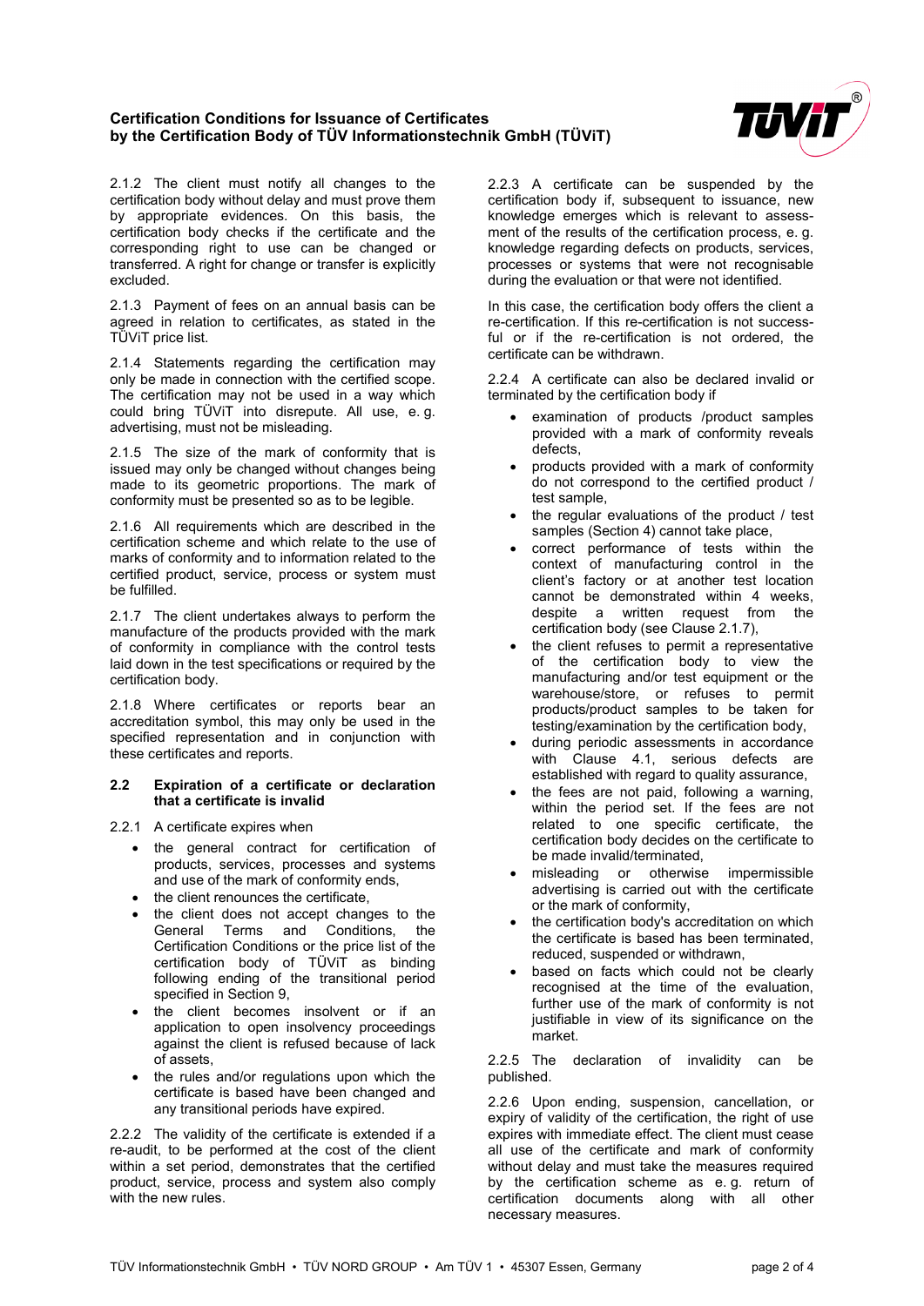2.1.2 The client must notify all changes to the certification body without delay and must prove them by appropriate evidences. On this basis, the certification body checks if the certificate and the corresponding right to use can be changed or transferred. A right for change or transfer is explicitly excluded.

2.1.3 Payment of fees on an annual basis can be agreed in relation to certificates, as stated in the TÜViT price list.

2.1.4 Statements regarding the certification may only be made in connection with the certified scope. The certification may not be used in a way which could bring TÜViT into disrepute. All use, e. g. advertising, must not be misleading.

2.1.5 The size of the mark of conformity that is issued may only be changed without changes being made to its geometric proportions. The mark of conformity must be presented so as to be legible.

2.1.6 All requirements which are described in the certification scheme and which relate to the use of marks of conformity and to information related to the certified product, service, process or system must be fulfilled.

2.1.7 The client undertakes always to perform the manufacture of the products provided with the mark of conformity in compliance with the control tests laid down in the test specifications or required by the certification body.

2.1.8 Where certificates or reports bear an accreditation symbol, this may only be used in the specified representation and in conjunction with these certificates and reports.

### 2.2 Expiration of a certificate or declaration that a certificate is invalid

2.2.1 A certificate expires when

- the general contract for certification of products, services, processes and systems and use of the mark of conformity ends,
- the client renounces the certificate,
- the client does not accept changes to the General Terms and Conditions, the Certification Conditions or the price list of the certification body of TÜViT as binding following ending of the transitional period specified in Section 9,
- the client becomes insolvent or if an application to open insolvency proceedings against the client is refused because of lack of assets,
- the rules and/or regulations upon which the certificate is based have been changed and any transitional periods have expired.

2.2.2 The validity of the certificate is extended if a re-audit, to be performed at the cost of the client within a set period, demonstrates that the certified product, service, process and system also comply with the new rules.

2.2.3 A certificate can be suspended by the certification body if, subsequent to issuance, new knowledge emerges which is relevant to assessment of the results of the certification process, e. g. knowledge regarding defects on products, services, processes or systems that were not recognisable during the evaluation or that were not identified.

In this case, the certification body offers the client a re-certification. If this re-certification is not successful or if the re-certification is not ordered, the certificate can be withdrawn.

2.2.4 A certificate can also be declared invalid or terminated by the certification body if

- examination of products /product samples provided with a mark of conformity reveals defects,
- products provided with a mark of conformity do not correspond to the certified product / test sample,
- the regular evaluations of the product / test samples (Section 4) cannot take place,
- correct performance of tests within the context of manufacturing control in the client's factory or at another test location cannot be demonstrated within 4 weeks, despite a written request from the certification body (see Clause 2.1.7),
- the client refuses to permit a representative of the certification body to view the manufacturing and/or test equipment or the warehouse/store, or refuses to permit products/product samples to be taken for testing/examination by the certification body,
- during periodic assessments in accordance with Clause 4.1, serious defects are established with regard to quality assurance,
- the fees are not paid, following a warning, within the period set. If the fees are not related to one specific certificate, the certification body decides on the certificate to be made invalid/terminated,
- misleading or otherwise impermissible advertising is carried out with the certificate or the mark of conformity,
- the certification body's accreditation on which the certificate is based has been terminated, reduced, suspended or withdrawn,
- based on facts which could not be clearly recognised at the time of the evaluation, further use of the mark of conformity is not justifiable in view of its significance on the market.

2.2.5 The declaration of invalidity can be published.

2.2.6 Upon ending, suspension, cancellation, or expiry of validity of the certification, the right of use expires with immediate effect. The client must cease all use of the certificate and mark of conformity without delay and must take the measures required by the certification scheme as e. g. return of certification documents along with all other necessary measures.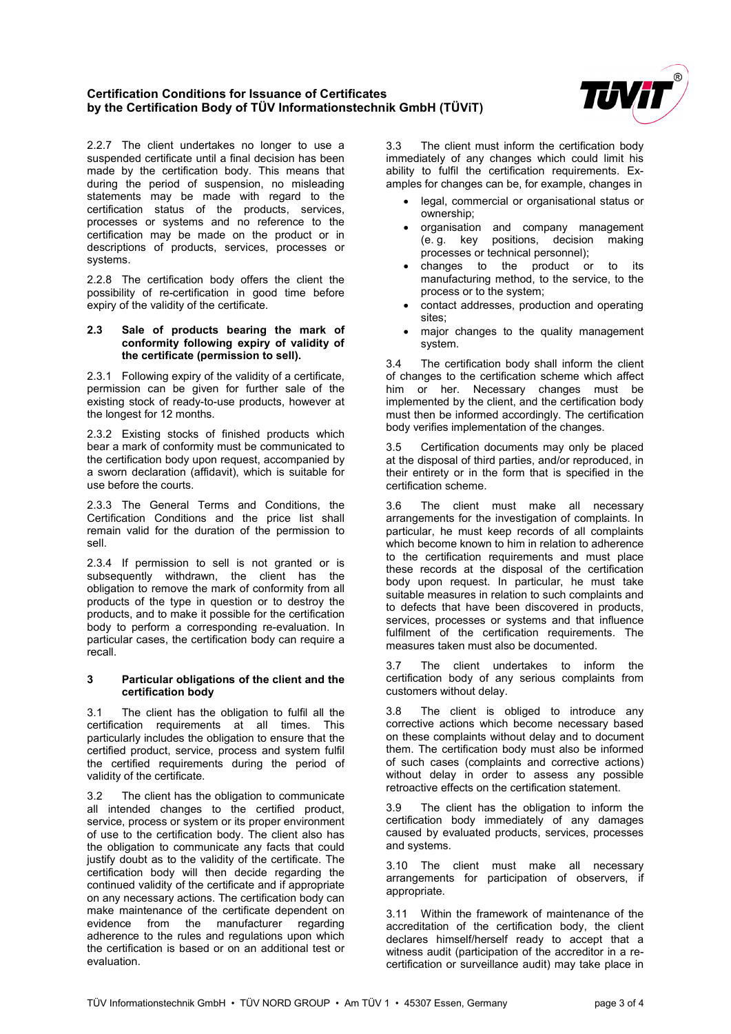2.2.7 The client undertakes no longer to use a suspended certificate until a final decision has been made by the certification body. This means that during the period of suspension, no misleading statements may be made with regard to the certification status of the products, services, processes or systems and no reference to the certification may be made on the product or in descriptions of products, services, processes or systems.

2.2.8 The certification body offers the client the possibility of re-certification in good time before expiry of the validity of the certificate.

### 2.3 Sale of products bearing the mark of conformity following expiry of validity of the certificate (permission to sell).

2.3.1 Following expiry of the validity of a certificate, permission can be given for further sale of the existing stock of ready-to-use products, however at the longest for 12 months.

2.3.2 Existing stocks of finished products which bear a mark of conformity must be communicated to the certification body upon request, accompanied by a sworn declaration (affidavit), which is suitable for use before the courts.

2.3.3 The General Terms and Conditions, the Certification Conditions and the price list shall remain valid for the duration of the permission to sell.

2.3.4 If permission to sell is not granted or is subsequently withdrawn, the client has the obligation to remove the mark of conformity from all products of the type in question or to destroy the products, and to make it possible for the certification body to perform a corresponding re-evaluation. In particular cases, the certification body can require a recall.

## 3 Particular obligations of the client and the certification body

3.1 The client has the obligation to fulfil all the certification requirements at all times. This particularly includes the obligation to ensure that the certified product, service, process and system fulfil the certified requirements during the period of validity of the certificate.

3.2 The client has the obligation to communicate all intended changes to the certified product, service, process or system or its proper environment of use to the certification body. The client also has the obligation to communicate any facts that could justify doubt as to the validity of the certificate. The certification body will then decide regarding the continued validity of the certificate and if appropriate on any necessary actions. The certification body can make maintenance of the certificate dependent on evidence from the manufacturer regarding adherence to the rules and regulations upon which the certification is based or on an additional test or evaluation.

3.3 The client must inform the certification body immediately of any changes which could limit his ability to fulfil the certification requirements. Examples for changes can be, for example, changes in

- legal, commercial or organisational status or ownership;
- organisation and company management (e. g. key positions, decision making processes or technical personnel);
- changes to the product or to its manufacturing method, to the service, to the process or to the system;
- contact addresses, production and operating sites;
- major changes to the quality management system.

3.4 The certification body shall inform the client of changes to the certification scheme which affect him or her. Necessary changes must be implemented by the client, and the certification body must then be informed accordingly. The certification body verifies implementation of the changes.

3.5 Certification documents may only be placed at the disposal of third parties, and/or reproduced, in their entirety or in the form that is specified in the certification scheme.

3.6 The client must make all necessary arrangements for the investigation of complaints. In particular, he must keep records of all complaints which become known to him in relation to adherence to the certification requirements and must place these records at the disposal of the certification body upon request. In particular, he must take suitable measures in relation to such complaints and to defects that have been discovered in products, services, processes or systems and that influence fulfilment of the certification requirements. The measures taken must also be documented.

3.7 The client undertakes to inform the certification body of any serious complaints from customers without delay.

3.8 The client is obliged to introduce any corrective actions which become necessary based on these complaints without delay and to document them. The certification body must also be informed of such cases (complaints and corrective actions) without delay in order to assess any possible retroactive effects on the certification statement.

3.9 The client has the obligation to inform the certification body immediately of any damages caused by evaluated products, services, processes and systems.

3.10 The client must make all necessary arrangements for participation of observers, if appropriate.

3.11 Within the framework of maintenance of the accreditation of the certification body, the client declares himself/herself ready to accept that a witness audit (participation of the accreditor in a re-certification or surveillance audit) may take place in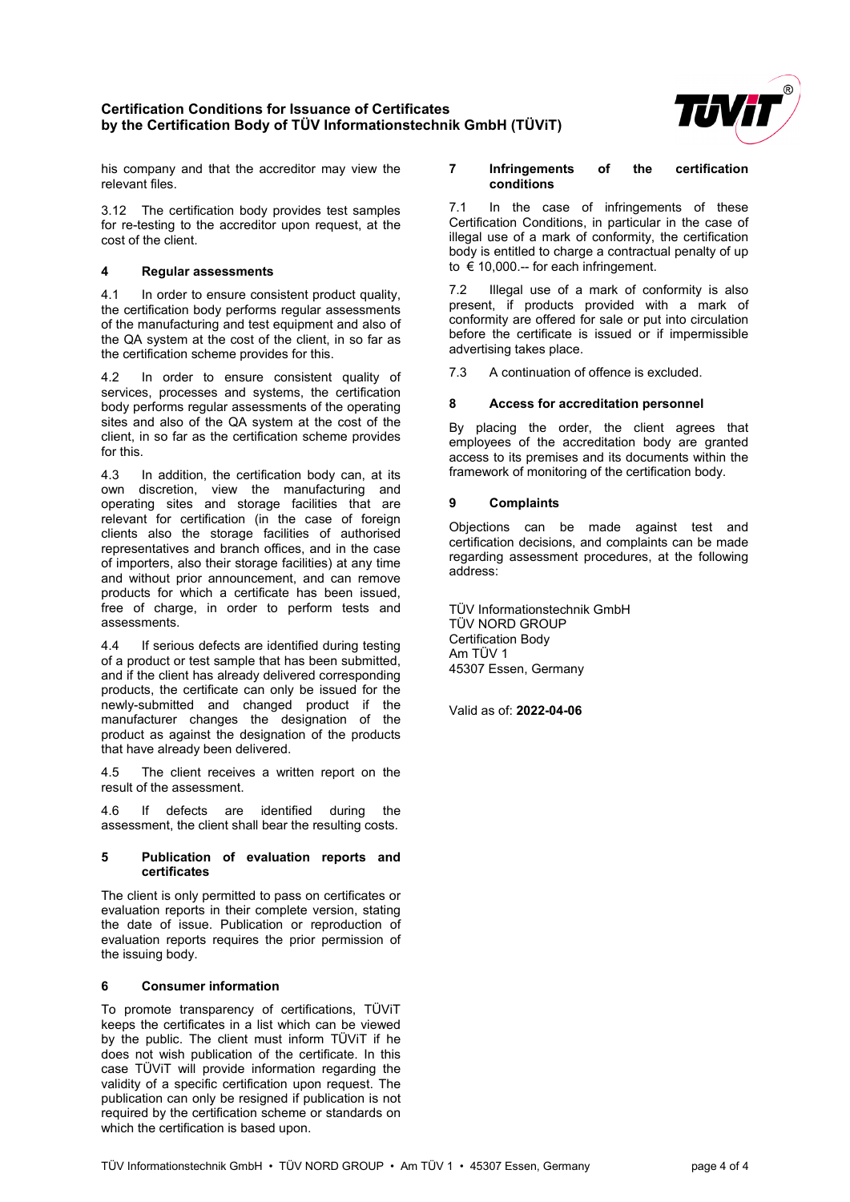his company and that the accreditor may view the relevant files.

3.12 The certification body provides test samples for re-testing to the accreditor upon request, at the cost of the client.

## 4 Regular assessments

4.1 In order to ensure consistent product quality, the certification body performs regular assessments of the manufacturing and test equipment and also of the QA system at the cost of the client, in so far as the certification scheme provides for this.

4.2 In order to ensure consistent quality of services, processes and systems, the certification body performs regular assessments of the operating sites and also of the QA system at the cost of the client, in so far as the certification scheme provides for this.

4.3 In addition, the certification body can, at its own discretion, view the manufacturing and operating sites and storage facilities that are relevant for certification (in the case of foreign clients also the storage facilities of authorised representatives and branch offices, and in the case of importers, also their storage facilities) at any time and without prior announcement, and can remove products for which a certificate has been issued, free of charge, in order to perform tests and assessments.

4.4 If serious defects are identified during testing of a product or test sample that has been submitted, and if the client has already delivered corresponding products, the certificate can only be issued for the newly-submitted and changed product if the manufacturer changes the designation of the product as against the designation of the products that have already been delivered.

4.5 The client receives a written report on the result of the assessment.

4.6 If defects are identified during the assessment, the client shall bear the resulting costs.

## 5 Publication of evaluation reports and certificates

The client is only permitted to pass on certificates or evaluation reports in their complete version, stating the date of issue. Publication or reproduction of evaluation reports requires the prior permission of the issuing body.

## 6 Consumer information

To promote transparency of certifications, TÜViT keeps the certificates in a list which can be viewed by the public. The client must inform TÜViT if he does not wish publication of the certificate. In this case TÜViT will provide information regarding the validity of a specific certification upon request. The publication can only be resigned if publication is not required by the certification scheme or standards on which the certification is based upon.

## 7 Infringements of the certification conditions

7.1 In the case of infringements of these Certification Conditions, in particular in the case of illegal use of a mark of conformity, the certification body is entitled to charge a contractual penalty of up to € 10,000.-- for each infringement.

7.2 Illegal use of a mark of conformity is also present, if products provided with a mark of conformity are offered for sale or put into circulation before the certificate is issued or if impermissible advertising takes place.

7.3 A continuation of offence is excluded.

## 8 Access for accreditation personnel

By placing the order, the client agrees that employees of the accreditation body are granted access to its premises and its documents within the framework of monitoring of the certification body.

## 9 Complaints

Objections can be made against test and certification decisions, and complaints can be made regarding assessment procedures, at the following address:

TÜV Informationstechnik GmbH
TÜV NORD GROUP
Certification Body
Am TÜV 1
45307 Essen, Germany

Valid as of: **2022-04-06**